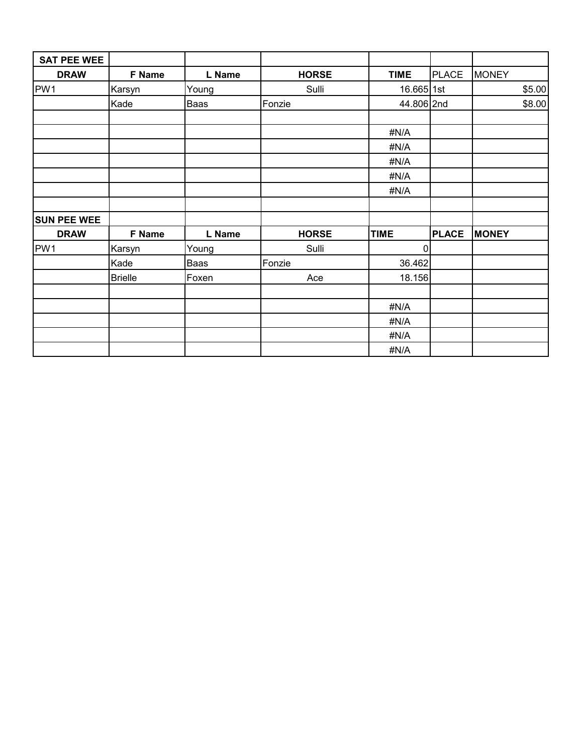| SAT PEE WEE | | | | | | |
|---|---|---|---|---|---|---|
| **DRAW** | **F Name** | **L Name** | **HORSE** | **TIME** | PLACE | MONEY |
| PW1 | Karsyn | Young | Sulli | 16.665 | 1st | $5.00 |
| | Kade | Baas | Fonzie | 44.806 | 2nd | $8.00 |
| | | | | | | |
| | | | | #N/A | | |
| | | | | #N/A | | |
| | | | | #N/A | | |
| | | | | #N/A | | |
| | | | | #N/A | | |
| | | | | | | |
| **SUN PEE WEE** | | | | | | |
| **DRAW** | **F Name** | **L Name** | **HORSE** | **TIME** | **PLACE** | **MONEY** |
| PW1 | Karsyn | Young | Sulli | 0 | | |
| | Kade | Baas | Fonzie | 36.462 | | |
| | Brielle | Foxen | Ace | 18.156 | | |
| | | | | | | |
| | | | | #N/A | | |
| | | | | #N/A | | |
| | | | | #N/A | | |
| | | | | #N/A | | |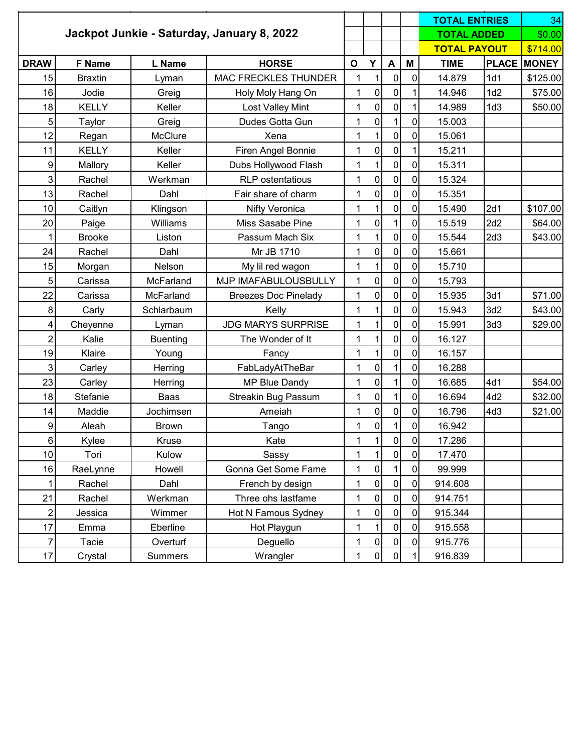| Jackpot Junkie - Saturday, January 8, 2022 | | | | | | | | TOTAL ENTRIES | | 34 |
|---|---|---|---|---|---|---|---|---|---|---|
| | | | | | | | | TOTAL ADDED | | $0.00 |
| | | | | | | | | TOTAL PAYOUT | | $714.00 |
| DRAW | F Name | L Name | HORSE | O | Y | A | M | TIME | PLACE | MONEY |
| 15 | Braxtin | Lyman | MAC FRECKLES THUNDER | 1 | 1 | 0 | 0 | 14.879 | 1d1 | $125.00 |
| 16 | Jodie | Greig | Holy Moly Hang On | 1 | 0 | 0 | 1 | 14.946 | 1d2 | $75.00 |
| 18 | KELLY | Keller | Lost Valley Mint | 1 | 0 | 0 | 1 | 14.989 | 1d3 | $50.00 |
| 5 | Taylor | Greig | Dudes Gotta Gun | 1 | 0 | 1 | 0 | 15.003 | | |
| 12 | Regan | McClure | Xena | 1 | 1 | 0 | 0 | 15.061 | | |
| 11 | KELLY | Keller | Firen Angel Bonnie | 1 | 0 | 0 | 1 | 15.211 | | |
| 9 | Mallory | Keller | Dubs Hollywood Flash | 1 | 1 | 0 | 0 | 15.311 | | |
| 3 | Rachel | Werkman | RLP ostentatious | 1 | 0 | 0 | 0 | 15.324 | | |
| 13 | Rachel | Dahl | Fair share of charm | 1 | 0 | 0 | 0 | 15.351 | | |
| 10 | Caitlyn | Klingson | Nifty Veronica | 1 | 1 | 0 | 0 | 15.490 | 2d1 | $107.00 |
| 20 | Paige | Williams | Miss Sasabe Pine | 1 | 0 | 1 | 0 | 15.519 | 2d2 | $64.00 |
| 1 | Brooke | Liston | Passum Mach Six | 1 | 1 | 0 | 0 | 15.544 | 2d3 | $43.00 |
| 24 | Rachel | Dahl | Mr JB 1710 | 1 | 0 | 0 | 0 | 15.661 | | |
| 15 | Morgan | Nelson | My lil red wagon | 1 | 1 | 0 | 0 | 15.710 | | |
| 5 | Carissa | McFarland | MJP IMAFABULOUSBULLY | 1 | 0 | 0 | 0 | 15.793 | | |
| 22 | Carissa | McFarland | Breezes Doc Pinelady | 1 | 0 | 0 | 0 | 15.935 | 3d1 | $71.00 |
| 8 | Carly | Schlarbaum | Kelly | 1 | 1 | 0 | 0 | 15.943 | 3d2 | $43.00 |
| 4 | Cheyenne | Lyman | JDG MARYS SURPRISE | 1 | 1 | 0 | 0 | 15.991 | 3d3 | $29.00 |
| 2 | Kalie | Buenting | The Wonder of It | 1 | 1 | 0 | 0 | 16.127 | | |
| 19 | Klaire | Young | Fancy | 1 | 1 | 0 | 0 | 16.157 | | |
| 3 | Carley | Herring | FabLadyAtTheBar | 1 | 0 | 1 | 0 | 16.288 | | |
| 23 | Carley | Herring | MP Blue Dandy | 1 | 0 | 1 | 0 | 16.685 | 4d1 | $54.00 |
| 18 | Stefanie | Baas | Streakin Bug Passum | 1 | 0 | 1 | 0 | 16.694 | 4d2 | $32.00 |
| 14 | Maddie | Jochimsen | Ameiah | 1 | 0 | 0 | 0 | 16.796 | 4d3 | $21.00 |
| 9 | Aleah | Brown | Tango | 1 | 0 | 1 | 0 | 16.942 | | |
| 6 | Kylee | Kruse | Kate | 1 | 1 | 0 | 0 | 17.286 | | |
| 10 | Tori | Kulow | Sassy | 1 | 1 | 0 | 0 | 17.470 | | |
| 16 | RaeLynne | Howell | Gonna Get Some Fame | 1 | 0 | 1 | 0 | 99.999 | | |
| 1 | Rachel | Dahl | French by design | 1 | 0 | 0 | 0 | 914.608 | | |
| 21 | Rachel | Werkman | Three ohs lastfame | 1 | 0 | 0 | 0 | 914.751 | | |
| 2 | Jessica | Wimmer | Hot N Famous Sydney | 1 | 0 | 0 | 0 | 915.344 | | |
| 17 | Emma | Eberline | Hot Playgun | 1 | 1 | 0 | 0 | 915.558 | | |
| 7 | Tacie | Overturf | Deguello | 1 | 0 | 0 | 0 | 915.776 | | |
| 17 | Crystal | Summers | Wrangler | 1 | 0 | 0 | 1 | 916.839 | | |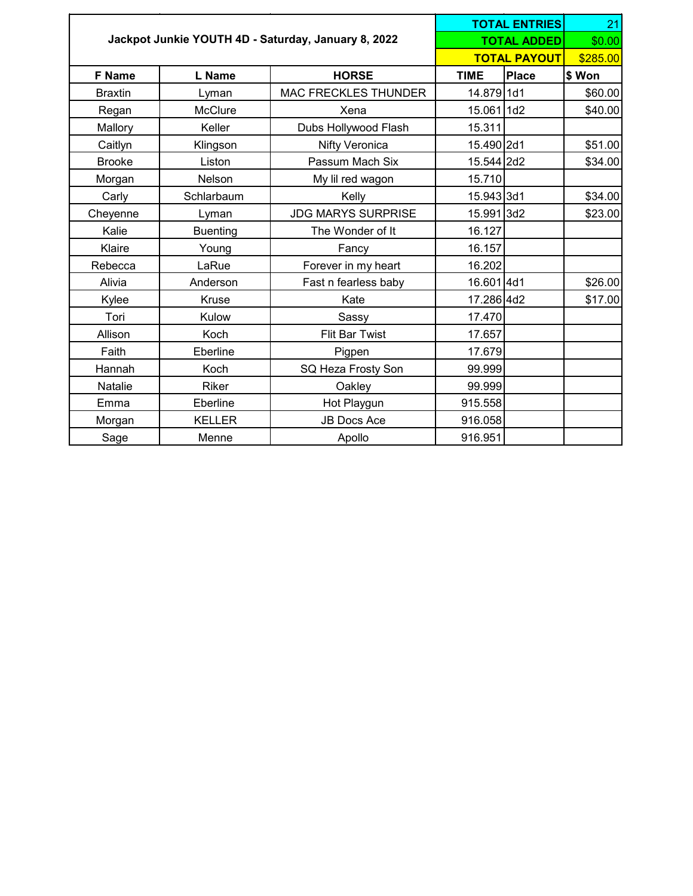| Jackpot Junkie YOUTH 4D - Saturday, January 8, 2022 | | | TOTAL ENTRIES | | 21 |
|---|---|---|---|---|---|
| | | | TOTAL ADDED | | $0.00 |
| | | | TOTAL PAYOUT | | $285.00 |
| **F Name** | **L Name** | **HORSE** | **TIME** | **Place** | **$ Won** |
| Braxtin | Lyman | MAC FRECKLES THUNDER | 14.879 | 1d1 | $60.00 |
| Regan | McClure | Xena | 15.061 | 1d2 | $40.00 |
| Mallory | Keller | Dubs Hollywood Flash | 15.311 | | |
| Caitlyn | Klingson | Nifty Veronica | 15.490 | 2d1 | $51.00 |
| Brooke | Liston | Passum Mach Six | 15.544 | 2d2 | $34.00 |
| Morgan | Nelson | My lil red wagon | 15.710 | | |
| Carly | Schlarbaum | Kelly | 15.943 | 3d1 | $34.00 |
| Cheyenne | Lyman | JDG MARYS SURPRISE | 15.991 | 3d2 | $23.00 |
| Kalie | Buenting | The Wonder of It | 16.127 | | |
| Klaire | Young | Fancy | 16.157 | | |
| Rebecca | LaRue | Forever in my heart | 16.202 | | |
| Alivia | Anderson | Fast n fearless baby | 16.601 | 4d1 | $26.00 |
| Kylee | Kruse | Kate | 17.286 | 4d2 | $17.00 |
| Tori | Kulow | Sassy | 17.470 | | |
| Allison | Koch | Flit Bar Twist | 17.657 | | |
| Faith | Eberline | Pigpen | 17.679 | | |
| Hannah | Koch | SQ Heza Frosty Son | 99.999 | | |
| Natalie | Riker | Oakley | 99.999 | | |
| Emma | Eberline | Hot Playgun | 915.558 | | |
| Morgan | KELLER | JB Docs Ace | 916.058 | | |
| Sage | Menne | Apollo | 916.951 | | |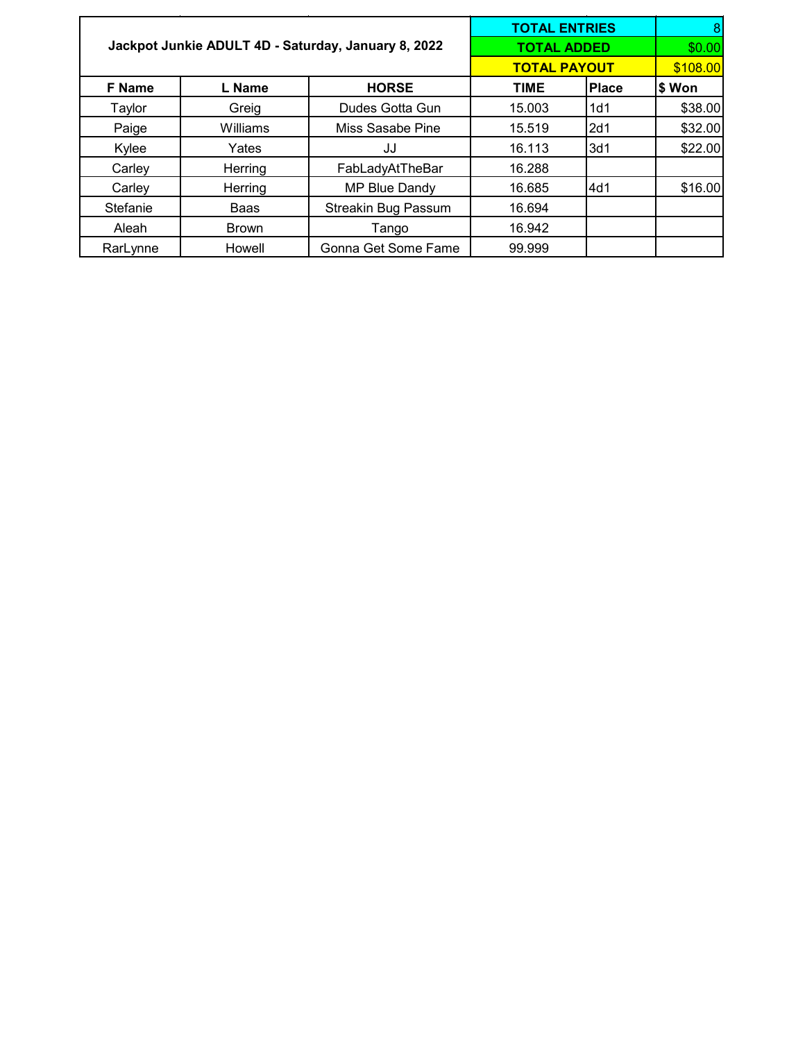| Jackpot Junkie ADULT 4D - Saturday, January 8, 2022 | | | TOTAL ENTRIES | | 8 |
|---|---|---|---|---|---|
| | | | TOTAL ADDED | | $0.00 |
| | | | TOTAL PAYOUT | | $108.00 |
| **F Name** | **L Name** | **HORSE** | **TIME** | **Place** | **$ Won** |
| Taylor | Greig | Dudes Gotta Gun | 15.003 | 1d1 | $38.00 |
| Paige | Williams | Miss Sasabe Pine | 15.519 | 2d1 | $32.00 |
| Kylee | Yates | JJ | 16.113 | 3d1 | $22.00 |
| Carley | Herring | FabLadyAtTheBar | 16.288 | | |
| Carley | Herring | MP Blue Dandy | 16.685 | 4d1 | $16.00 |
| Stefanie | Baas | Streakin Bug Passum | 16.694 | | |
| Aleah | Brown | Tango | 16.942 | | |
| RarLynne | Howell | Gonna Get Some Fame | 99.999 | | |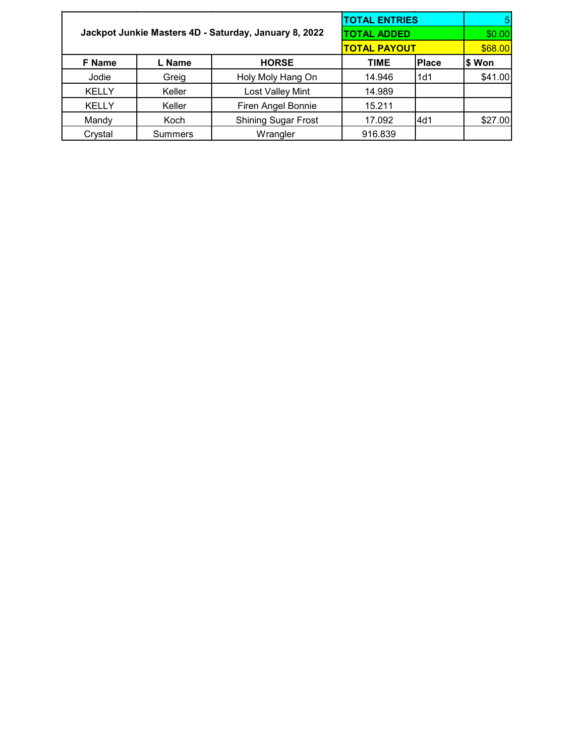| Jackpot Junkie Masters 4D - Saturday, January 8, 2022 | | | TOTAL ENTRIES | | 5 |
|---|---|---|---|---|---|
| | | | TOTAL ADDED | | $0.00 |
| | | | TOTAL PAYOUT | | $68.00 |
| **F Name** | **L Name** | **HORSE** | **TIME** | **Place** | **$ Won** |
| Jodie | Greig | Holy Moly Hang On | 14.946 | 1d1 | $41.00 |
| KELLY | Keller | Lost Valley Mint | 14.989 | | |
| KELLY | Keller | Firen Angel Bonnie | 15.211 | | |
| Mandy | Koch | Shining Sugar Frost | 17.092 | 4d1 | $27.00 |
| Crystal | Summers | Wrangler | 916.839 | | |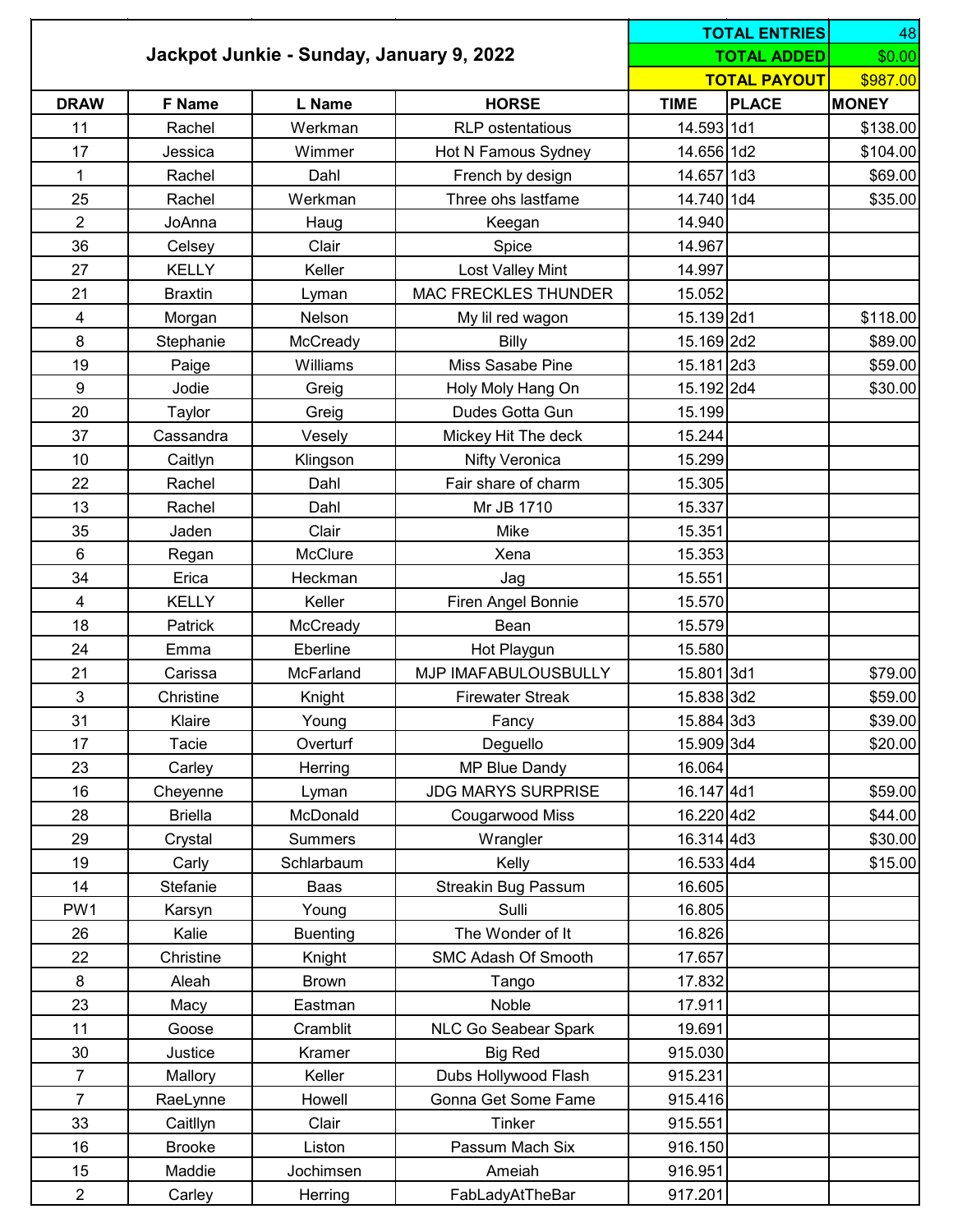| Jackpot Junkie - Sunday, January 9, 2022 | | | | TOTAL ENTRIES | | 48 |
|---|---|---|---|---|---|---|
| | | | | TOTAL ADDED | | $0.00 |
| | | | | TOTAL PAYOUT | | $987.00 |
| **DRAW** | **F Name** | **L Name** | **HORSE** | **TIME** | **PLACE** | **MONEY** |
| 11 | Rachel | Werkman | RLP ostentatious | 14.593 | 1d1 | $138.00 |
| 17 | Jessica | Wimmer | Hot N Famous Sydney | 14.656 | 1d2 | $104.00 |
| 1 | Rachel | Dahl | French by design | 14.657 | 1d3 | $69.00 |
| 25 | Rachel | Werkman | Three ohs lastfame | 14.740 | 1d4 | $35.00 |
| 2 | JoAnna | Haug | Keegan | 14.940 | | |
| 36 | Celsey | Clair | Spice | 14.967 | | |
| 27 | KELLY | Keller | Lost Valley Mint | 14.997 | | |
| 21 | Braxtin | Lyman | MAC FRECKLES THUNDER | 15.052 | | |
| 4 | Morgan | Nelson | My lil red wagon | 15.139 | 2d1 | $118.00 |
| 8 | Stephanie | McCready | Billy | 15.169 | 2d2 | $89.00 |
| 19 | Paige | Williams | Miss Sasabe Pine | 15.181 | 2d3 | $59.00 |
| 9 | Jodie | Greig | Holy Moly Hang On | 15.192 | 2d4 | $30.00 |
| 20 | Taylor | Greig | Dudes Gotta Gun | 15.199 | | |
| 37 | Cassandra | Vesely | Mickey Hit The deck | 15.244 | | |
| 10 | Caitlyn | Klingson | Nifty Veronica | 15.299 | | |
| 22 | Rachel | Dahl | Fair share of charm | 15.305 | | |
| 13 | Rachel | Dahl | Mr JB 1710 | 15.337 | | |
| 35 | Jaden | Clair | Mike | 15.351 | | |
| 6 | Regan | McClure | Xena | 15.353 | | |
| 34 | Erica | Heckman | Jag | 15.551 | | |
| 4 | KELLY | Keller | Firen Angel Bonnie | 15.570 | | |
| 18 | Patrick | McCready | Bean | 15.579 | | |
| 24 | Emma | Eberline | Hot Playgun | 15.580 | | |
| 21 | Carissa | McFarland | MJP IMAFABULOUSBULLY | 15.801 | 3d1 | $79.00 |
| 3 | Christine | Knight | Firewater Streak | 15.838 | 3d2 | $59.00 |
| 31 | Klaire | Young | Fancy | 15.884 | 3d3 | $39.00 |
| 17 | Tacie | Overturf | Deguello | 15.909 | 3d4 | $20.00 |
| 23 | Carley | Herring | MP Blue Dandy | 16.064 | | |
| 16 | Cheyenne | Lyman | JDG MARYS SURPRISE | 16.147 | 4d1 | $59.00 |
| 28 | Briella | McDonald | Cougarwood Miss | 16.220 | 4d2 | $44.00 |
| 29 | Crystal | Summers | Wrangler | 16.314 | 4d3 | $30.00 |
| 19 | Carly | Schlarbaum | Kelly | 16.533 | 4d4 | $15.00 |
| 14 | Stefanie | Baas | Streakin Bug Passum | 16.605 | | |
| PW1 | Karsyn | Young | Sulli | 16.805 | | |
| 26 | Kalie | Buenting | The Wonder of It | 16.826 | | |
| 22 | Christine | Knight | SMC Adash Of Smooth | 17.657 | | |
| 8 | Aleah | Brown | Tango | 17.832 | | |
| 23 | Macy | Eastman | Noble | 17.911 | | |
| 11 | Goose | Cramblit | NLC Go Seabear Spark | 19.691 | | |
| 30 | Justice | Kramer | Big Red | 915.030 | | |
| 7 | Mallory | Keller | Dubs Hollywood Flash | 915.231 | | |
| 7 | RaeLynne | Howell | Gonna Get Some Fame | 915.416 | | |
| 33 | Caitllyn | Clair | Tinker | 915.551 | | |
| 16 | Brooke | Liston | Passum Mach Six | 916.150 | | |
| 15 | Maddie | Jochimsen | Ameiah | 916.951 | | |
| 2 | Carley | Herring | FabLadyAtTheBar | 917.201 | | |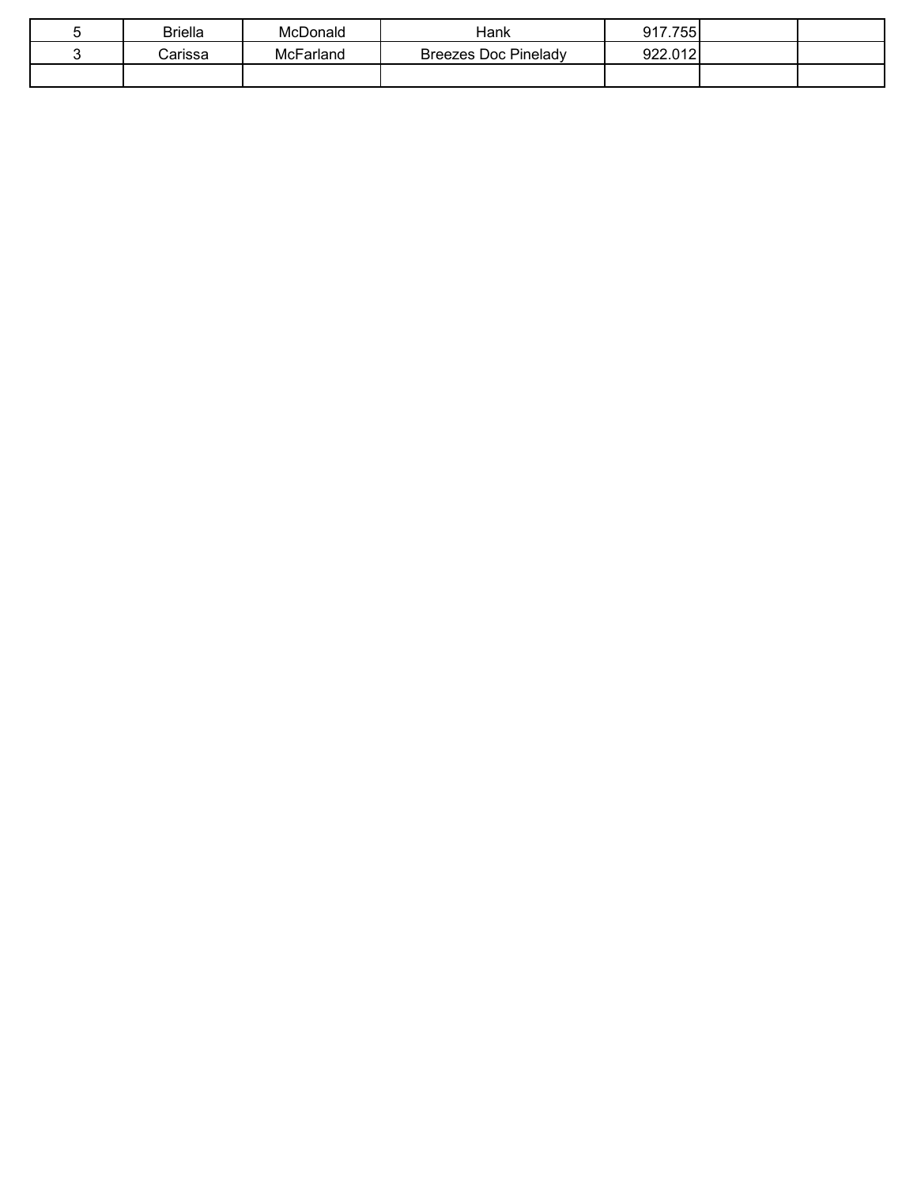| | | | | | | |
|---|---|---|---|---|---|---|
| 5 | Briella | McDonald | Hank | 917.755 | | |
| 3 | Carissa | McFarland | Breezes Doc Pinelady | 922.012 | | |
| | | | | | | |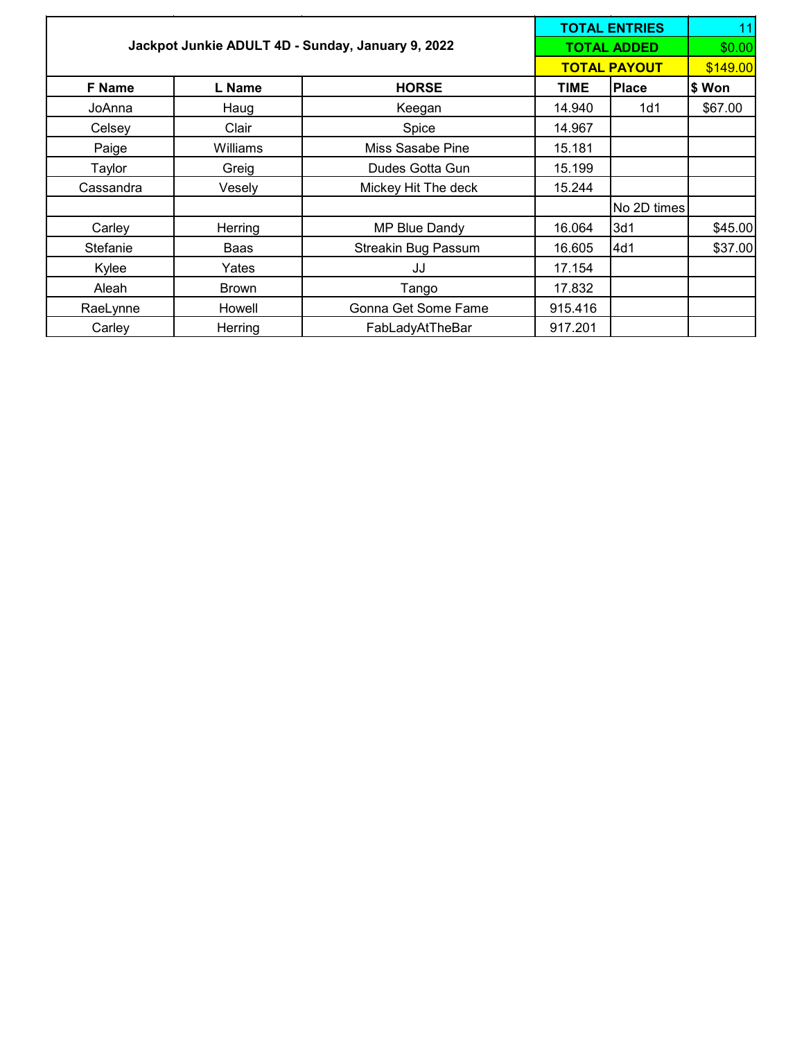| Jackpot Junkie ADULT 4D - Sunday, January 9, 2022 | | | TOTAL ENTRIES | | 11 |
|---|---|---|---|---|---|
| | | | TOTAL ADDED | | $0.00 |
| | | | TOTAL PAYOUT | | $149.00 |
| **F Name** | **L Name** | **HORSE** | **TIME** | **Place** | **$ Won** |
| JoAnna | Haug | Keegan | 14.940 | 1d1 | $67.00 |
| Celsey | Clair | Spice | 14.967 | | |
| Paige | Williams | Miss Sasabe Pine | 15.181 | | |
| Taylor | Greig | Dudes Gotta Gun | 15.199 | | |
| Cassandra | Vesely | Mickey Hit The deck | 15.244 | | |
| | | | | No 2D times | |
| Carley | Herring | MP Blue Dandy | 16.064 | 3d1 | $45.00 |
| Stefanie | Baas | Streakin Bug Passum | 16.605 | 4d1 | $37.00 |
| Kylee | Yates | JJ | 17.154 | | |
| Aleah | Brown | Tango | 17.832 | | |
| RaeLynne | Howell | Gonna Get Some Fame | 915.416 | | |
| Carley | Herring | FabLadyAtTheBar | 917.201 | | |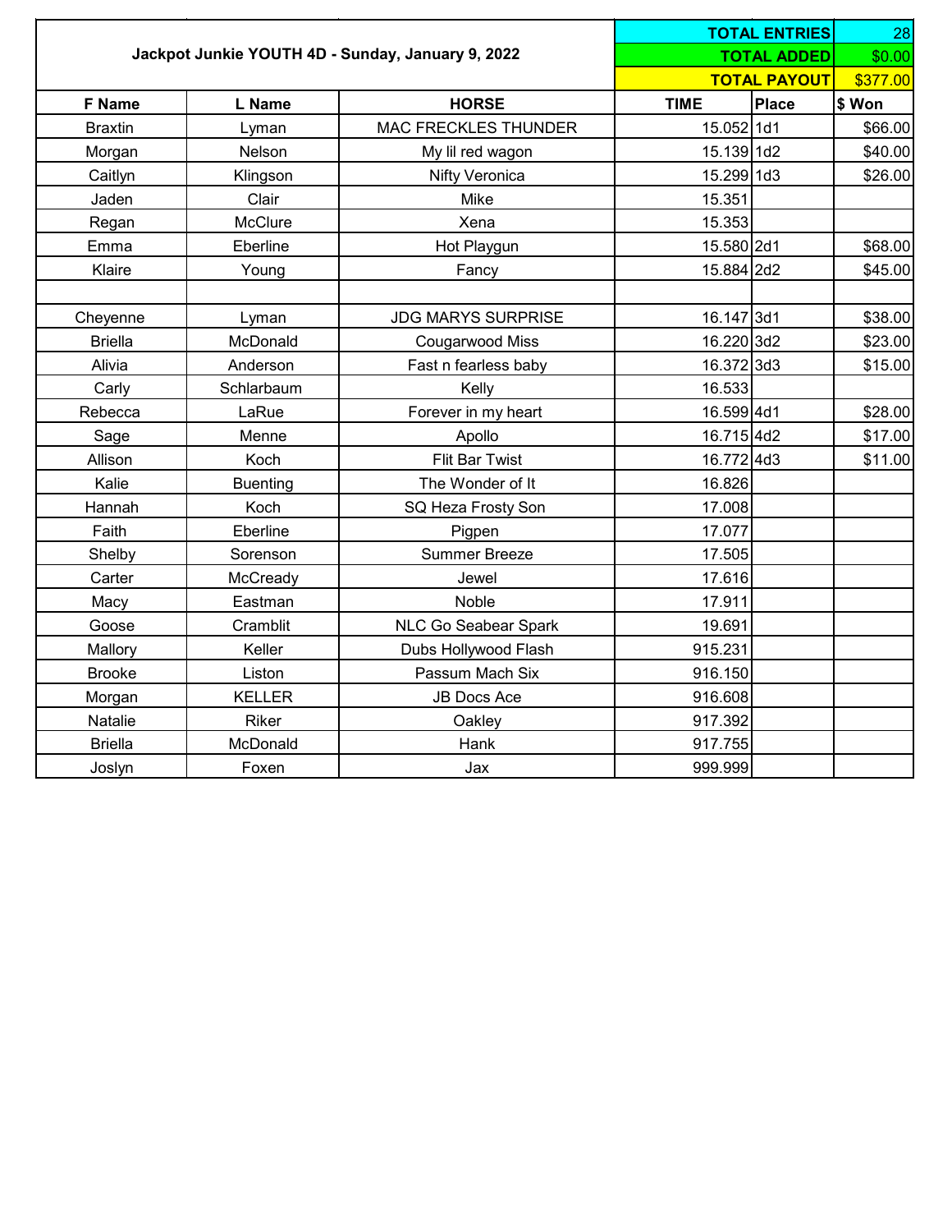| Jackpot Junkie YOUTH 4D - Sunday, January 9, 2022 | | | TOTAL ENTRIES | | 28 |
|---|---|---|---|---|---|
| | | | TOTAL ADDED | | $0.00 |
| | | | TOTAL PAYOUT | | $377.00 |
| **F Name** | **L Name** | **HORSE** | **TIME** | **Place** | **$ Won** |
| Braxtin | Lyman | MAC FRECKLES THUNDER | 15.052 | 1d1 | $66.00 |
| Morgan | Nelson | My lil red wagon | 15.139 | 1d2 | $40.00 |
| Caitlyn | Klingson | Nifty Veronica | 15.299 | 1d3 | $26.00 |
| Jaden | Clair | Mike | 15.351 | | |
| Regan | McClure | Xena | 15.353 | | |
| Emma | Eberline | Hot Playgun | 15.580 | 2d1 | $68.00 |
| Klaire | Young | Fancy | 15.884 | 2d2 | $45.00 |
| | | | | | |
| Cheyenne | Lyman | JDG MARYS SURPRISE | 16.147 | 3d1 | $38.00 |
| Briella | McDonald | Cougarwood Miss | 16.220 | 3d2 | $23.00 |
| Alivia | Anderson | Fast n fearless baby | 16.372 | 3d3 | $15.00 |
| Carly | Schlarbaum | Kelly | 16.533 | | |
| Rebecca | LaRue | Forever in my heart | 16.599 | 4d1 | $28.00 |
| Sage | Menne | Apollo | 16.715 | 4d2 | $17.00 |
| Allison | Koch | Flit Bar Twist | 16.772 | 4d3 | $11.00 |
| Kalie | Buenting | The Wonder of It | 16.826 | | |
| Hannah | Koch | SQ Heza Frosty Son | 17.008 | | |
| Faith | Eberline | Pigpen | 17.077 | | |
| Shelby | Sorenson | Summer Breeze | 17.505 | | |
| Carter | McCready | Jewel | 17.616 | | |
| Macy | Eastman | Noble | 17.911 | | |
| Goose | Cramblit | NLC Go Seabear Spark | 19.691 | | |
| Mallory | Keller | Dubs Hollywood Flash | 915.231 | | |
| Brooke | Liston | Passum Mach Six | 916.150 | | |
| Morgan | KELLER | JB Docs Ace | 916.608 | | |
| Natalie | Riker | Oakley | 917.392 | | |
| Briella | McDonald | Hank | 917.755 | | |
| Joslyn | Foxen | Jax | 999.999 | | |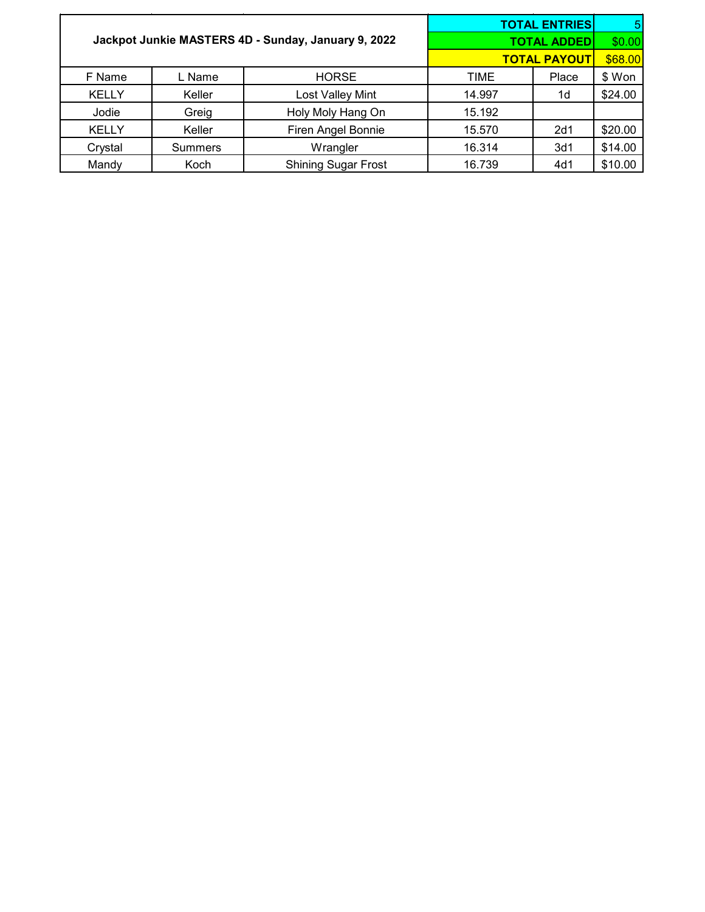| Jackpot Junkie MASTERS 4D - Sunday, January 9, 2022 | | | TOTAL ENTRIES | | 5 |
|---|---|---|---|---|---|
| | | | TOTAL ADDED | | $0.00 |
| | | | TOTAL PAYOUT | | $68.00 |
| F Name | L Name | HORSE | TIME | Place | $ Won |
| KELLY | Keller | Lost Valley Mint | 14.997 | 1d | $24.00 |
| Jodie | Greig | Holy Moly Hang On | 15.192 | | |
| KELLY | Keller | Firen Angel Bonnie | 15.570 | 2d1 | $20.00 |
| Crystal | Summers | Wrangler | 16.314 | 3d1 | $14.00 |
| Mandy | Koch | Shining Sugar Frost | 16.739 | 4d1 | $10.00 |